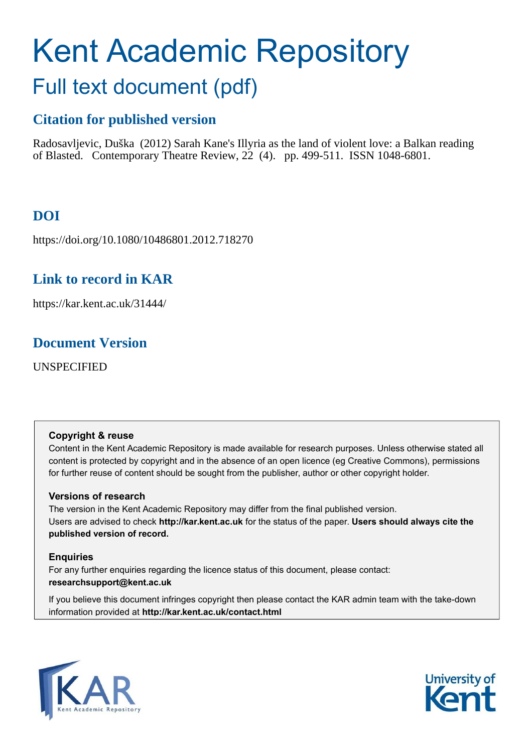# Kent Academic Repository

## Full text document (pdf)

### Citation for published version

Radosavljevic, Duška (2012) Sarah Kane's Illyria as the land of violent love: a Balkan reading of Blasted. Contemporary Theatre Review, 22 (4). pp. 499-511. ISSN 1048-6801.

### DOI

https://doi.org/10.1080/10486801.2012.718270

### Link to record in KAR

https://kar.kent.ac.uk/31444/

### Document Version

UNSPECIFIED

**Copyright & reuse**

Content in the Kent Academic Repository is made available for research purposes. Unless otherwise stated all content is protected by copyright and in the absence of an open licence (eg Creative Commons), permissions for further reuse of content should be sought from the publisher, author or other copyright holder.

**Versions of research**

The version in the Kent Academic Repository may differ from the final published version. Users are advised to check **http://kar.kent.ac.uk** for the status of the paper. **Users should always cite the published version of record.**

**Enquiries**

For any further enquiries regarding the licence status of this document, please contact: **researchsupport@kent.ac.uk**

If you believe this document infringes copyright then please contact the KAR admin team with the take-down information provided at **http://kar.kent.ac.uk/contact.html**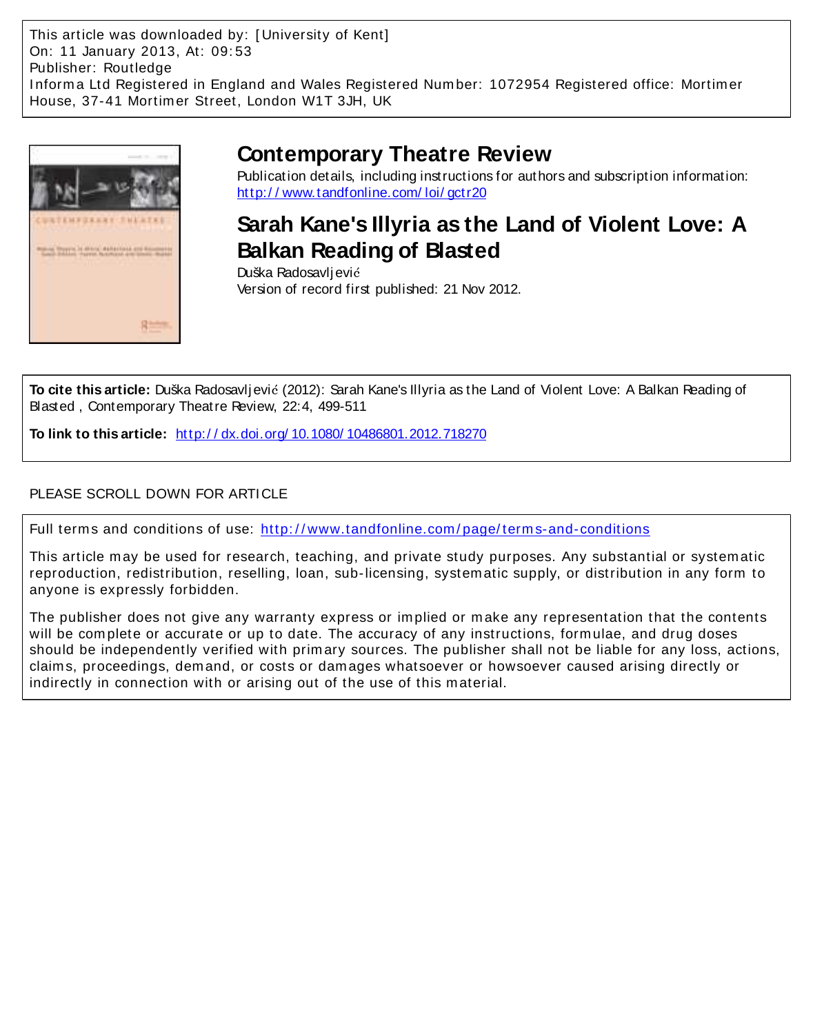This article was downloaded by: [University of Kent]
On: 11 January 2013, At: 09:53
Publisher: Routledge
Informa Ltd Registered in England and Wales Registered Number: 1072954 Registered office: Mortimer House, 37-41 Mortimer Street, London W1T 3JH, UK

# Contemporary Theatre Review

Publication details, including instructions for authors and subscription information:
http://www.tandfonline.com/loi/gctr20

## Sarah Kane's Illyria as the Land of Violent Love: A Balkan Reading of Blasted

Duška Radosavljević

Version of record first published: 21 Nov 2012.

**To cite this article:** Duška Radosavljević (2012): Sarah Kane's Illyria as the Land of Violent Love: A Balkan Reading of Blasted , Contemporary Theatre Review, 22:4, 499-511

**To link to this article:** http://dx.doi.org/10.1080/10486801.2012.718270

PLEASE SCROLL DOWN FOR ARTICLE

Full terms and conditions of use: http://www.tandfonline.com/page/terms-and-conditions

This article may be used for research, teaching, and private study purposes. Any substantial or systematic reproduction, redistribution, reselling, loan, sub-licensing, systematic supply, or distribution in any form to anyone is expressly forbidden.

The publisher does not give any warranty express or implied or make any representation that the contents will be complete or accurate or up to date. The accuracy of any instructions, formulae, and drug doses should be independently verified with primary sources. The publisher shall not be liable for any loss, actions, claims, proceedings, demand, or costs or damages whatsoever or howsoever caused arising directly or indirectly in connection with or arising out of the use of this material.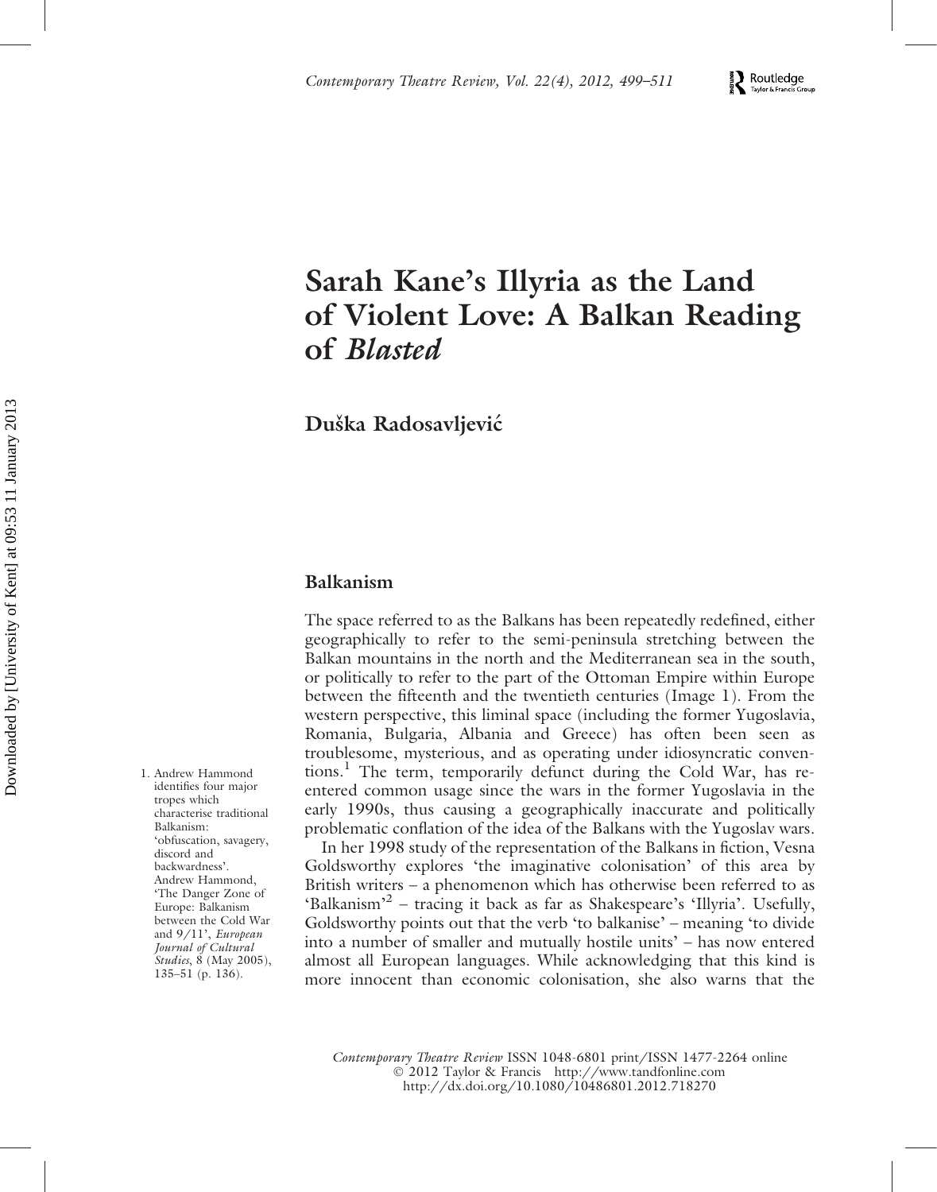# Sarah Kane's Illyria as the Land of Violent Love: A Balkan Reading of *Blasted*

**Duška Radosavljević**

## Balkanism

The space referred to as the Balkans has been repeatedly redefined, either geographically to refer to the semi-peninsula stretching between the Balkan mountains in the north and the Mediterranean sea in the south, or politically to refer to the part of the Ottoman Empire within Europe between the fifteenth and the twentieth centuries (Image 1). From the western perspective, this liminal space (including the former Yugoslavia, Romania, Bulgaria, Albania and Greece) has often been seen as troublesome, mysterious, and as operating under idiosyncratic conventions.[1] The term, temporarily defunct during the Cold War, has re-entered common usage since the wars in the former Yugoslavia in the early 1990s, thus causing a geographically inaccurate and politically problematic conflation of the idea of the Balkans with the Yugoslav wars.

In her 1998 study of the representation of the Balkans in fiction, Vesna Goldsworthy explores 'the imaginative colonisation' of this area by British writers – a phenomenon which has otherwise been referred to as 'Balkanism'[2] – tracing it back as far as Shakespeare's 'Illyria'. Usefully, Goldsworthy points out that the verb 'to balkanise' – meaning 'to divide into a number of smaller and mutually hostile units' – has now entered almost all European languages. While acknowledging that this kind is more innocent than economic colonisation, she also warns that the

1. Andrew Hammond identifies four major tropes which characterise traditional Balkanism: 'obfuscation, savagery, discord and backwardness'. Andrew Hammond, 'The Danger Zone of Europe: Balkanism between the Cold War and 9/11', *European Journal of Cultural Studies*, 8 (May 2005), 135–51 (p. 136).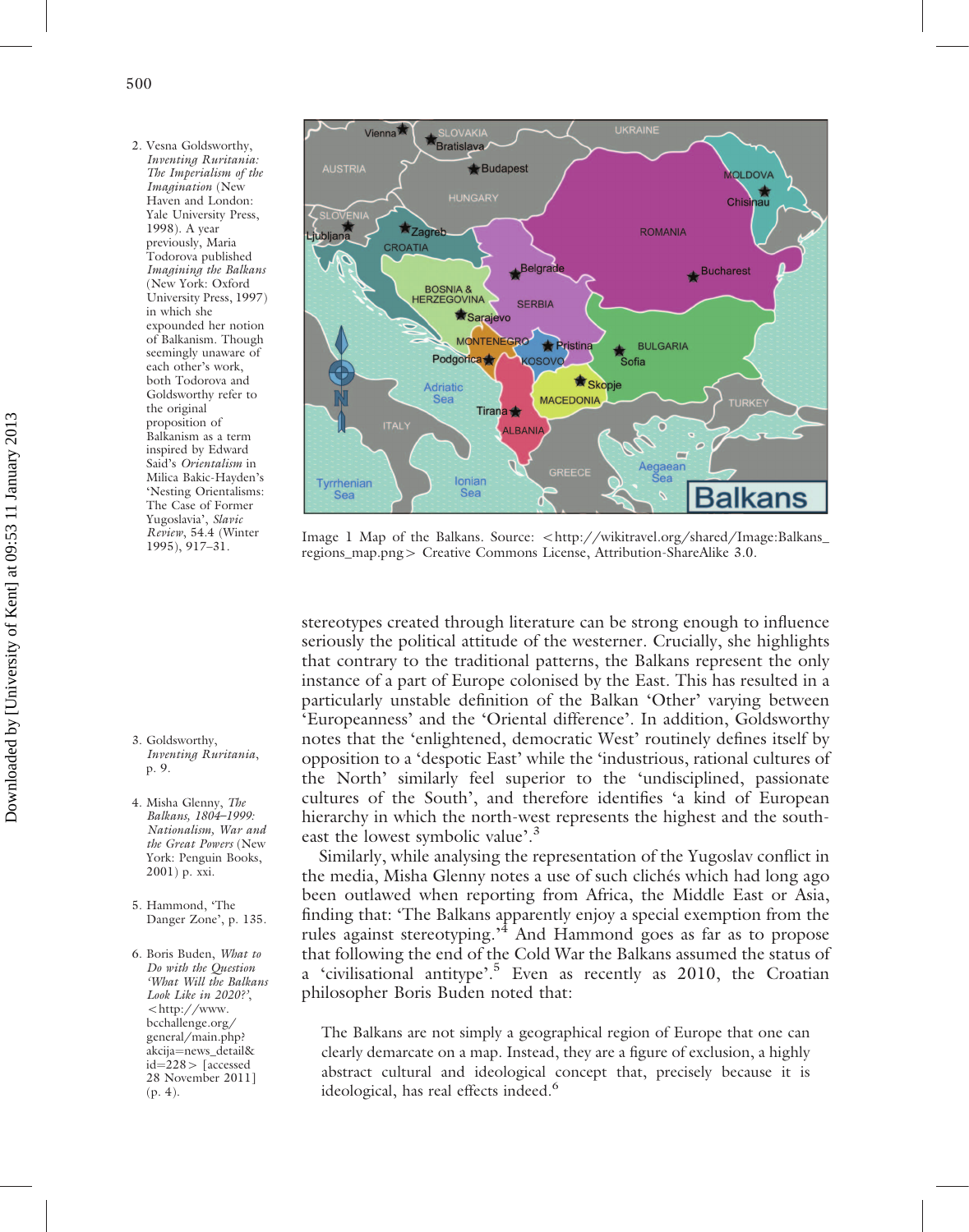Image 1 Map of the Balkans. Source: <http://wikitravel.org/shared/Image:Balkans_regions_map.png> Creative Commons License, Attribution-ShareAlike 3.0.

stereotypes created through literature can be strong enough to influence seriously the political attitude of the westerner. Crucially, she highlights that contrary to the traditional patterns, the Balkans represent the only instance of a part of Europe colonised by the East. This has resulted in a particularly unstable definition of the Balkan 'Other' varying between 'Europeanness' and the 'Oriental difference'. In addition, Goldsworthy notes that the 'enlightened, democratic West' routinely defines itself by opposition to a 'despotic East' while the 'industrious, rational cultures of the North' similarly feel superior to the 'undisciplined, passionate cultures of the South', and therefore identifies 'a kind of European hierarchy in which the north-west represents the highest and the south-east the lowest symbolic value'.[3]

Similarly, while analysing the representation of the Yugoslav conflict in the media, Misha Glenny notes a use of such clichés which had long ago been outlawed when reporting from Africa, the Middle East or Asia, finding that: 'The Balkans apparently enjoy a special exemption from the rules against stereotyping.'[4] And Hammond goes as far as to propose that following the end of the Cold War the Balkans assumed the status of a 'civilisational antitype'.[5] Even as recently as 2010, the Croatian philosopher Boris Buden noted that:

> The Balkans are not simply a geographical region of Europe that one can clearly demarcate on a map. Instead, they are a figure of exclusion, a highly abstract cultural and ideological concept that, precisely because it is ideological, has real effects indeed.[6]

2. Vesna Goldsworthy, *Inventing Ruritania: The Imperialism of the Imagination* (New Haven and London: Yale University Press, 1998). A year previously, Maria Todorova published *Imagining the Balkans* (New York: Oxford University Press, 1997) in which she expounded her notion of Balkanism. Though seemingly unaware of each other's work, both Todorova and Goldsworthy refer to the original proposition of Balkanism as a term inspired by Edward Said's *Orientalism* in Milica Bakic-Hayden's 'Nesting Orientalisms: The Case of Former Yugoslavia', *Slavic Review*, 54.4 (Winter 1995), 917–31.

3. Goldsworthy, *Inventing Ruritania*, p. 9.

4. Misha Glenny, *The Balkans, 1804–1999: Nationalism, War and the Great Powers* (New York: Penguin Books, 2001) p. xxi.

5. Hammond, 'The Danger Zone', p. 135.

6. Boris Buden, *What to Do with the Question 'What Will the Balkans Look Like in 2020?'*, <http://www.bcchallenge.org/general/main.php?akcija=news_detail&id=228> [accessed 28 November 2011] (p. 4).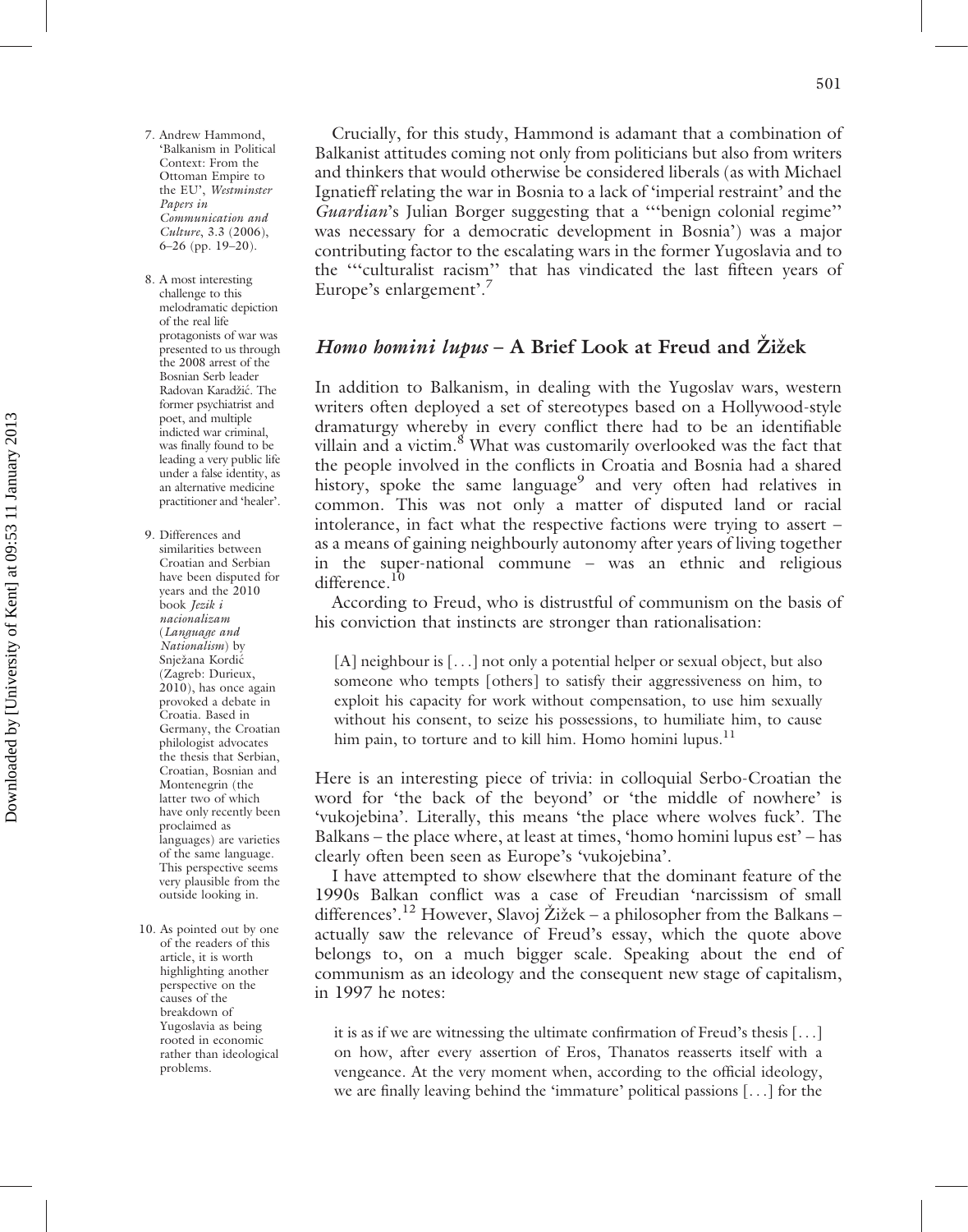Crucially, for this study, Hammond is adamant that a combination of Balkanist attitudes coming not only from politicians but also from writers and thinkers that would otherwise be considered liberals (as with Michael Ignatieff relating the war in Bosnia to a lack of 'imperial restraint' and the *Guardian*'s Julian Borger suggesting that a '"benign colonial regime" was necessary for a democratic development in Bosnia') was a major contributing factor to the escalating wars in the former Yugoslavia and to the '"culturalist racism" that has vindicated the last fifteen years of Europe's enlargement'.[7]

## *Homo homini lupus* – A Brief Look at Freud and Žižek

In addition to Balkanism, in dealing with the Yugoslav wars, western writers often deployed a set of stereotypes based on a Hollywood-style dramaturgy whereby in every conflict there had to be an identifiable villain and a victim.[8] What was customarily overlooked was the fact that the people involved in the conflicts in Croatia and Bosnia had a shared history, spoke the same language[9] and very often had relatives in common. This was not only a matter of disputed land or racial intolerance, in fact what the respective factions were trying to assert – as a means of gaining neighbourly autonomy after years of living together in the super-national commune – was an ethnic and religious difference.[10]

According to Freud, who is distrustful of communism on the basis of his conviction that instincts are stronger than rationalisation:

> [A] neighbour is [. . .] not only a potential helper or sexual object, but also someone who tempts [others] to satisfy their aggressiveness on him, to exploit his capacity for work without compensation, to use him sexually without his consent, to seize his possessions, to humiliate him, to cause him pain, to torture and to kill him. Homo homini lupus.[11]

Here is an interesting piece of trivia: in colloquial Serbo-Croatian the word for 'the back of the beyond' or 'the middle of nowhere' is 'vukojebina'. Literally, this means 'the place where wolves fuck'. The Balkans – the place where, at least at times, 'homo homini lupus est' – has clearly often been seen as Europe's 'vukojebina'.

I have attempted to show elsewhere that the dominant feature of the 1990s Balkan conflict was a case of Freudian 'narcissism of small differences'.[12] However, Slavoj Žižek – a philosopher from the Balkans – actually saw the relevance of Freud's essay, which the quote above belongs to, on a much bigger scale. Speaking about the end of communism as an ideology and the consequent new stage of capitalism, in 1997 he notes:

> it is as if we are witnessing the ultimate confirmation of Freud's thesis [. . .] on how, after every assertion of Eros, Thanatos reasserts itself with a vengeance. At the very moment when, according to the official ideology, we are finally leaving behind the 'immature' political passions [. . .] for the

7. Andrew Hammond, 'Balkanism in Political Context: From the Ottoman Empire to the EU', *Westminster Papers in Communication and Culture*, 3.3 (2006), 6–26 (pp. 19–20).

8. A most interesting challenge to this melodramatic depiction of the real life protagonists of war was presented to us through the 2008 arrest of the Bosnian Serb leader Radovan Karadžić. The former psychiatrist and poet, and multiple indicted war criminal, was finally found to be leading a very public life under a false identity, as an alternative medicine practitioner and 'healer'.

9. Differences and similarities between Croatian and Serbian have been disputed for years and the 2010 book *Jezik i nacionalizam* (*Language and Nationalism*) by Snježana Kordić (Zagreb: Durieux, 2010), has once again provoked a debate in Croatia. Based in Germany, the Croatian philologist advocates the thesis that Serbian, Croatian, Bosnian and Montenegrin (the latter two of which have only recently been proclaimed as languages) are varieties of the same language. This perspective seems very plausible from the outside looking in.

10. As pointed out by one of the readers of this article, it is worth highlighting another perspective on the causes of the breakdown of Yugoslavia as being rooted in economic rather than ideological problems.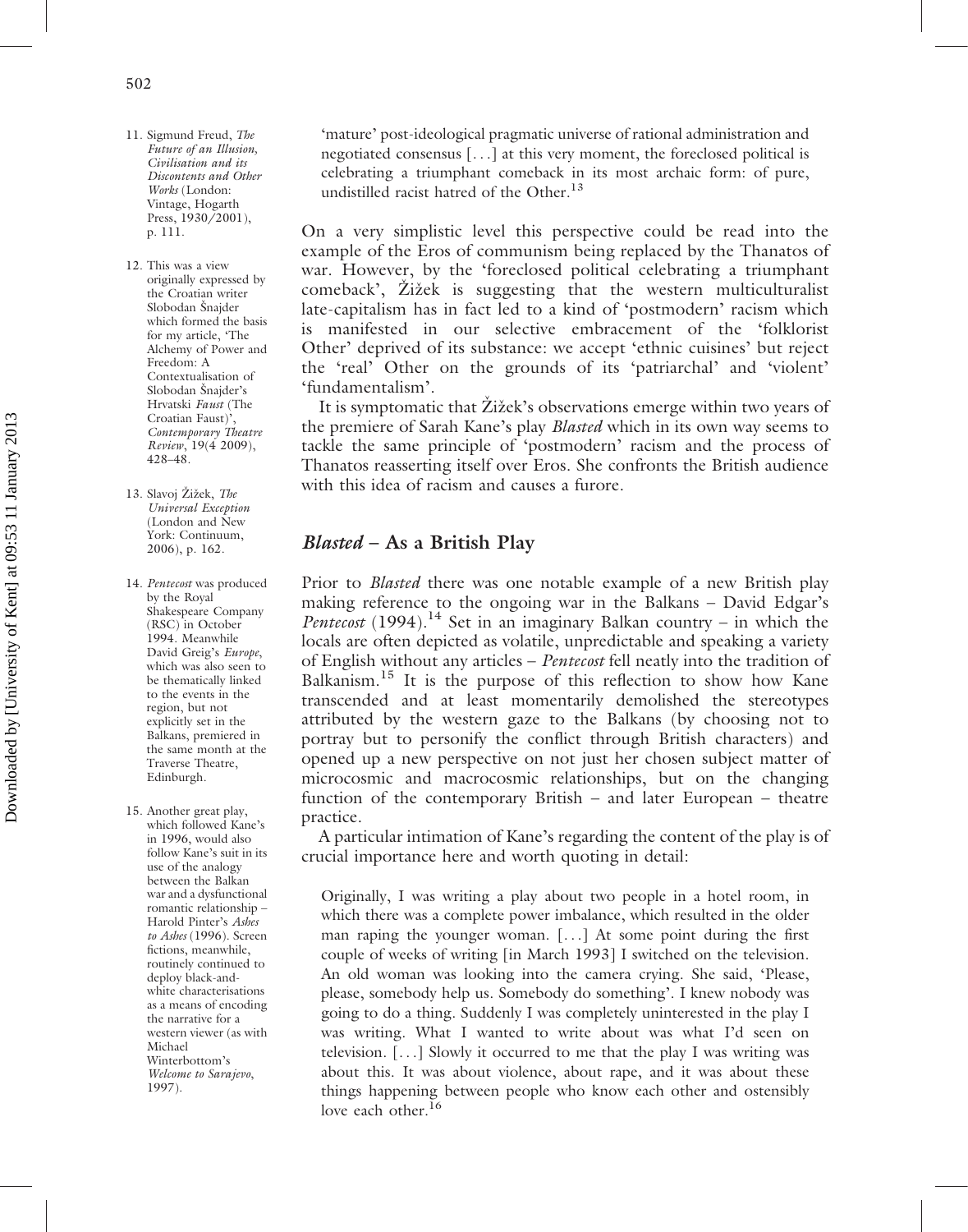'mature' post-ideological pragmatic universe of rational administration and negotiated consensus [...] at this very moment, the foreclosed political is celebrating a triumphant comeback in its most archaic form: of pure, undistilled racist hatred of the Other.[13]

On a very simplistic level this perspective could be read into the example of the Eros of communism being replaced by the Thanatos of war. However, by the 'foreclosed political celebrating a triumphant comeback', Žižek is suggesting that the western multiculturalist late-capitalism has in fact led to a kind of 'postmodern' racism which is manifested in our selective embracement of the 'folklorist Other' deprived of its substance: we accept 'ethnic cuisines' but reject the 'real' Other on the grounds of its 'patriarchal' and 'violent' 'fundamentalism'.

It is symptomatic that Žižek's observations emerge within two years of the premiere of Sarah Kane's play *Blasted* which in its own way seems to tackle the same principle of 'postmodern' racism and the process of Thanatos reasserting itself over Eros. She confronts the British audience with this idea of racism and causes a furore.

## *Blasted* – As a British Play

Prior to *Blasted* there was one notable example of a new British play making reference to the ongoing war in the Balkans – David Edgar's *Pentecost* (1994).[14] Set in an imaginary Balkan country – in which the locals are often depicted as volatile, unpredictable and speaking a variety of English without any articles – *Pentecost* fell neatly into the tradition of Balkanism.[15] It is the purpose of this reflection to show how Kane transcended and at least momentarily demolished the stereotypes attributed by the western gaze to the Balkans (by choosing not to portray but to personify the conflict through British characters) and opened up a new perspective on not just her chosen subject matter of microcosmic and macrocosmic relationships, but on the changing function of the contemporary British – and later European – theatre practice.

A particular intimation of Kane's regarding the content of the play is of crucial importance here and worth quoting in detail:

> Originally, I was writing a play about two people in a hotel room, in which there was a complete power imbalance, which resulted in the older man raping the younger woman. [...] At some point during the first couple of weeks of writing [in March 1993] I switched on the television. An old woman was looking into the camera crying. She said, 'Please, please, somebody help us. Somebody do something'. I knew nobody was going to do a thing. Suddenly I was completely uninterested in the play I was writing. What I wanted to write about was what I'd seen on television. [...] Slowly it occurred to me that the play I was writing was about this. It was about violence, about rape, and it was about these things happening between people who know each other and ostensibly love each other.[16]

---

11. Sigmund Freud, *The Future of an Illusion, Civilisation and its Discontents and Other Works* (London: Vintage, Hogarth Press, 1930/2001), p. 111.

12. This was a view originally expressed by the Croatian writer Slobodan Šnajder which formed the basis for my article, 'The Alchemy of Power and Freedom: A Contextualisation of Slobodan Šnajder's Hrvatski *Faust* (The Croatian Faust)', *Contemporary Theatre Review*, 19(4 2009), 428–48.

13. Slavoj Žižek, *The Universal Exception* (London and New York: Continuum, 2006), p. 162.

14. *Pentecost* was produced by the Royal Shakespeare Company (RSC) in October 1994. Meanwhile David Greig's *Europe*, which was also seen to be thematically linked to the events in the region, but not explicitly set in the Balkans, premiered in the same month at the Traverse Theatre, Edinburgh.

15. Another great play, which followed Kane's in 1996, would also follow Kane's suit in its use of the analogy between the Balkan war and a dysfunctional romantic relationship – Harold Pinter's *Ashes to Ashes* (1996). Screen fictions, meanwhile, routinely continued to deploy black-and-white characterisations as a means of encoding the narrative for a western viewer (as with Michael Winterbottom's *Welcome to Sarajevo*, 1997).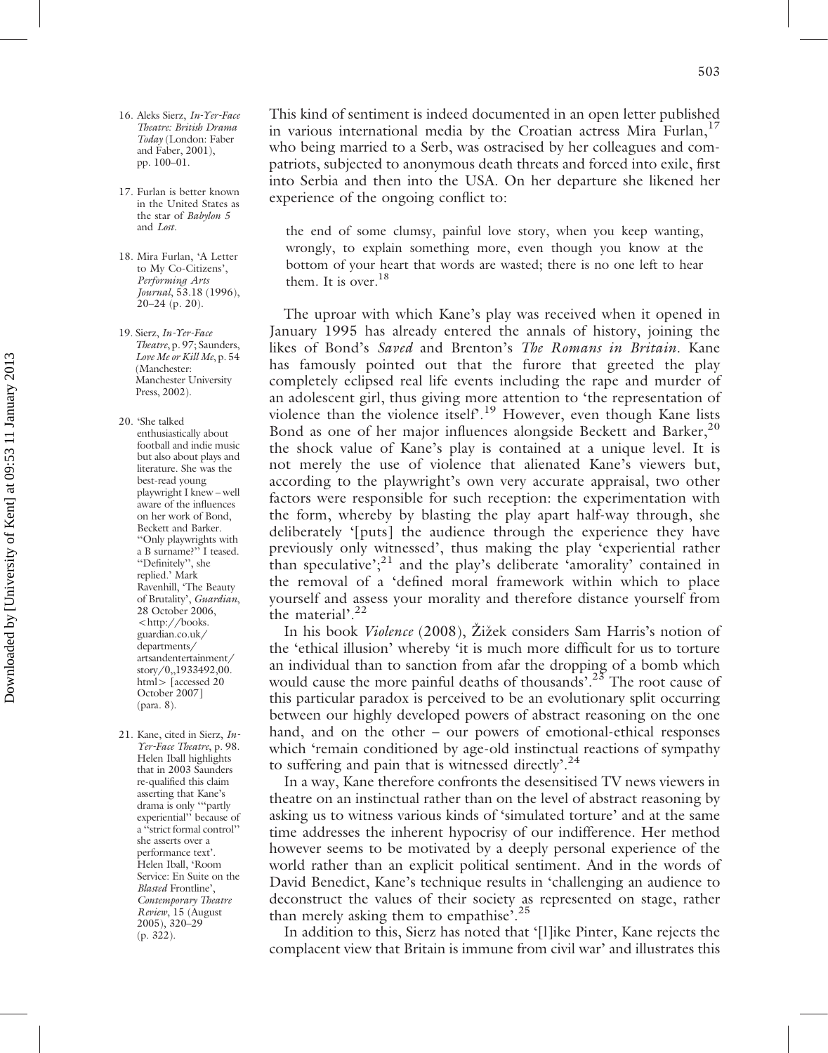This kind of sentiment is indeed documented in an open letter published in various international media by the Croatian actress Mira Furlan,[17] who being married to a Serb, was ostracised by her colleagues and compatriots, subjected to anonymous death threats and forced into exile, first into Serbia and then into the USA. On her departure she likened her experience of the ongoing conflict to:

> the end of some clumsy, painful love story, when you keep wanting, wrongly, to explain something more, even though you know at the bottom of your heart that words are wasted; there is no one left to hear them. It is over.[18]

The uproar with which Kane's play was received when it opened in January 1995 has already entered the annals of history, joining the likes of Bond's *Saved* and Brenton's *The Romans in Britain*. Kane has famously pointed out that the furore that greeted the play completely eclipsed real life events including the rape and murder of an adolescent girl, thus giving more attention to 'the representation of violence than the violence itself'.[19] However, even though Kane lists Bond as one of her major influences alongside Beckett and Barker,[20] the shock value of Kane's play is contained at a unique level. It is not merely the use of violence that alienated Kane's viewers but, according to the playwright's own very accurate appraisal, two other factors were responsible for such reception: the experimentation with the form, whereby by blasting the play apart half-way through, she deliberately '[puts] the audience through the experience they have previously only witnessed', thus making the play 'experiential rather than speculative';[21] and the play's deliberate 'amorality' contained in the removal of a 'defined moral framework within which to place yourself and assess your morality and therefore distance yourself from the material'.[22]

In his book *Violence* (2008), Žižek considers Sam Harris's notion of the 'ethical illusion' whereby 'it is much more difficult for us to torture an individual than to sanction from afar the dropping of a bomb which would cause the more painful deaths of thousands'.[23] The root cause of this particular paradox is perceived to be an evolutionary split occurring between our highly developed powers of abstract reasoning on the one hand, and on the other – our powers of emotional-ethical responses which 'remain conditioned by age-old instinctual reactions of sympathy to suffering and pain that is witnessed directly'.[24]

In a way, Kane therefore confronts the desensitised TV news viewers in theatre on an instinctual rather than on the level of abstract reasoning by asking us to witness various kinds of 'simulated torture' and at the same time addresses the inherent hypocrisy of our indifference. Her method however seems to be motivated by a deeply personal experience of the world rather than an explicit political sentiment. And in the words of David Benedict, Kane's technique results in 'challenging an audience to deconstruct the values of their society as represented on stage, rather than merely asking them to empathise'.[25]

In addition to this, Sierz has noted that '[l]ike Pinter, Kane rejects the complacent view that Britain is immune from civil war' and illustrates this

---

16. Aleks Sierz, *In-Yer-Face Theatre: British Drama Today* (London: Faber and Faber, 2001), pp. 100–01.
17. Furlan is better known in the United States as the star of *Babylon 5* and *Lost*.
18. Mira Furlan, 'A Letter to My Co-Citizens', *Performing Arts Journal*, 53.18 (1996), 20–24 (p. 20).
19. Sierz, *In-Yer-Face Theatre*, p. 97; Saunders, *Love Me or Kill Me*, p. 54 (Manchester: Manchester University Press, 2002).
20. 'She talked enthusiastically about football and indie music but also about plays and literature. She was the best-read young playwright I knew – well aware of the influences on her work of Bond, Beckett and Barker. "Only playwrights with a B surname?" I teased. "Definitely", she replied.' Mark Ravenhill, 'The Beauty of Brutality', *Guardian*, 28 October 2006, <http://books.guardian.co.uk/departments/artsandentertainment/story/0,,1933492,00.html> [accessed 20 October 2007] (para. 8).
21. Kane, cited in Sierz, *In-Yer-Face Theatre*, p. 98. Helen Iball highlights that in 2003 Saunders re-qualified this claim asserting that Kane's drama is only '"partly experiential" because of a "strict formal control" she asserts over a performance text'. Helen Iball, 'Room Service: En Suite on the *Blasted* Frontline', *Contemporary Theatre Review*, 15 (August 2005), 320–29 (p. 322).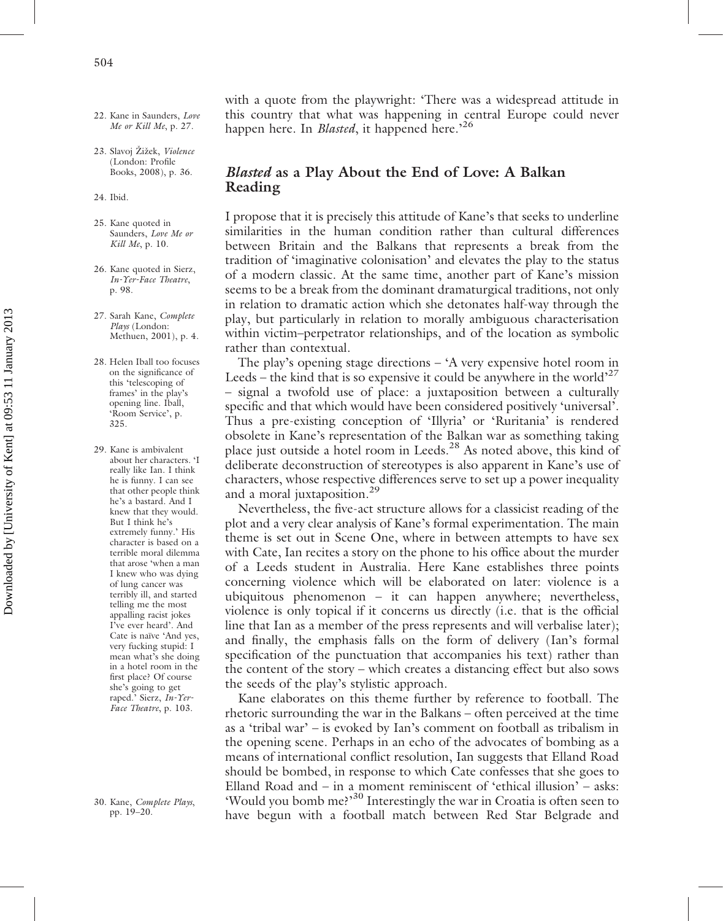with a quote from the playwright: 'There was a widespread attitude in this country that what was happening in central Europe could never happen here. In *Blasted*, it happened here.'[26]

## *Blasted* as a Play About the End of Love: A Balkan Reading

I propose that it is precisely this attitude of Kane's that seeks to underline similarities in the human condition rather than cultural differences between Britain and the Balkans that represents a break from the tradition of 'imaginative colonisation' and elevates the play to the status of a modern classic. At the same time, another part of Kane's mission seems to be a break from the dominant dramaturgical traditions, not only in relation to dramatic action which she detonates half-way through the play, but particularly in relation to morally ambiguous characterisation within victim–perpetrator relationships, and of the location as symbolic rather than contextual.

The play's opening stage directions – 'A very expensive hotel room in Leeds – the kind that is so expensive it could be anywhere in the world'[27] – signal a twofold use of place: a juxtaposition between a culturally specific and that which would have been considered positively 'universal'. Thus a pre-existing conception of 'Illyria' or 'Ruritania' is rendered obsolete in Kane's representation of the Balkan war as something taking place just outside a hotel room in Leeds.[28] As noted above, this kind of deliberate deconstruction of stereotypes is also apparent in Kane's use of characters, whose respective differences serve to set up a power inequality and a moral juxtaposition.[29]

Nevertheless, the five-act structure allows for a classicist reading of the plot and a very clear analysis of Kane's formal experimentation. The main theme is set out in Scene One, where in between attempts to have sex with Cate, Ian recites a story on the phone to his office about the murder of a Leeds student in Australia. Here Kane establishes three points concerning violence which will be elaborated on later: violence is a ubiquitous phenomenon – it can happen anywhere; nevertheless, violence is only topical if it concerns us directly (i.e. that is the official line that Ian as a member of the press represents and will verbalise later); and finally, the emphasis falls on the form of delivery (Ian's formal specification of the punctuation that accompanies his text) rather than the content of the story – which creates a distancing effect but also sows the seeds of the play's stylistic approach.

Kane elaborates on this theme further by reference to football. The rhetoric surrounding the war in the Balkans – often perceived at the time as a 'tribal war' – is evoked by Ian's comment on football as tribalism in the opening scene. Perhaps in an echo of the advocates of bombing as a means of international conflict resolution, Ian suggests that Elland Road should be bombed, in response to which Cate confesses that she goes to Elland Road and – in a moment reminiscent of 'ethical illusion' – asks: 'Would you bomb me?'[30] Interestingly the war in Croatia is often seen to have begun with a football match between Red Star Belgrade and

---

22. Kane in Saunders, *Love Me or Kill Me*, p. 27.

23. Slavoj Žižek, *Violence* (London: Profile Books, 2008), p. 36.

24. Ibid.

25. Kane quoted in Saunders, *Love Me or Kill Me*, p. 10.

26. Kane quoted in Sierz, *In-Yer-Face Theatre*, p. 98.

27. Sarah Kane, *Complete Plays* (London: Methuen, 2001), p. 4.

28. Helen Iball too focuses on the significance of this 'telescoping of frames' in the play's opening line. Iball, 'Room Service', p. 325.

29. Kane is ambivalent about her characters. 'I really like Ian. I think he is funny. I can see that other people think he's a bastard. And I knew that they would. But I think he's extremely funny.' His character is based on a terrible moral dilemma that arose 'when a man I knew who was dying of lung cancer was terribly ill, and started telling me the most appalling racist jokes I've ever heard'. And Cate is naïve 'And yes, very fucking stupid: I mean what's she doing in a hotel room in the first place? Of course she's going to get raped.' Sierz, *In-Yer-Face Theatre*, p. 103.

30. Kane, *Complete Plays*, pp. 19–20.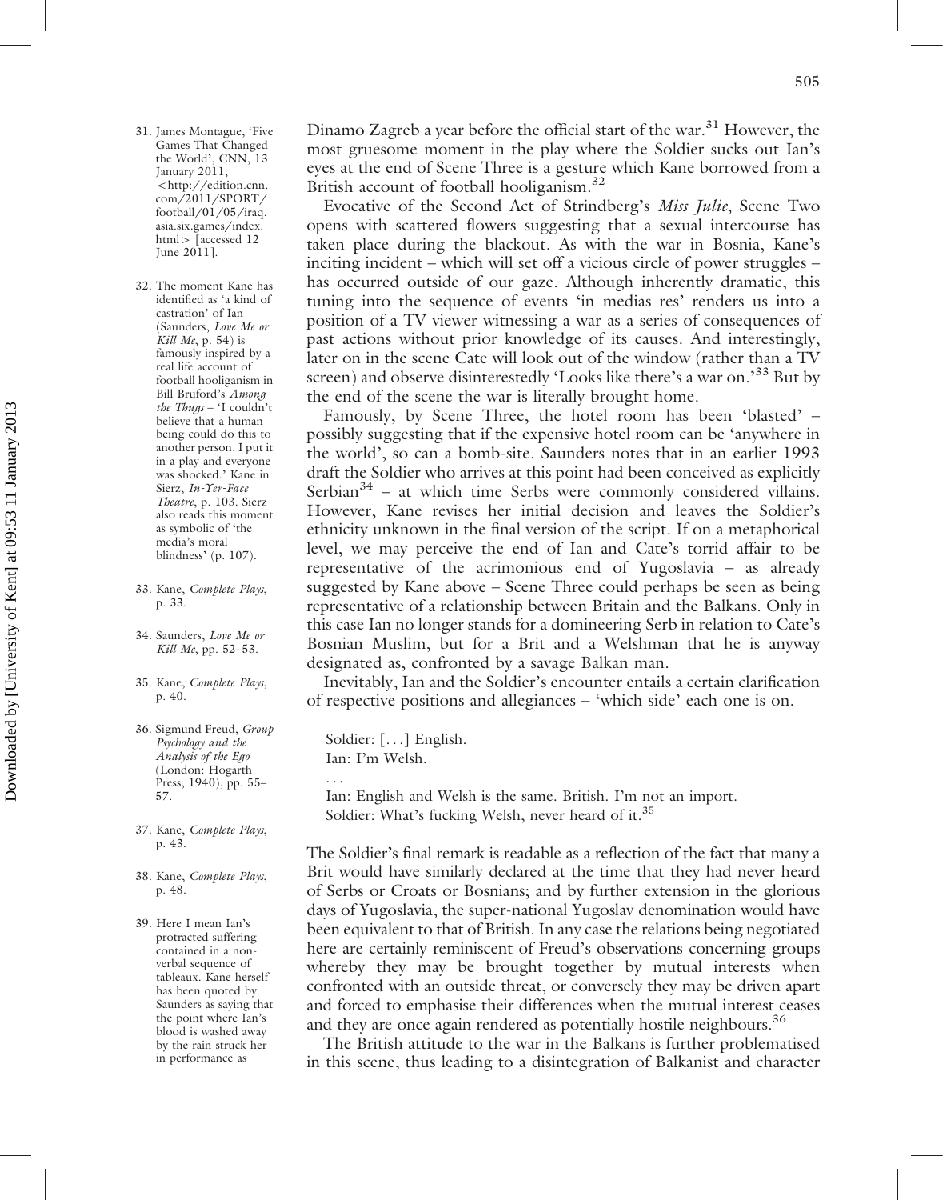Dinamo Zagreb a year before the official start of the war.[31] However, the most gruesome moment in the play where the Soldier sucks out Ian's eyes at the end of Scene Three is a gesture which Kane borrowed from a British account of football hooliganism.[32]

Evocative of the Second Act of Strindberg's *Miss Julie*, Scene Two opens with scattered flowers suggesting that a sexual intercourse has taken place during the blackout. As with the war in Bosnia, Kane's inciting incident – which will set off a vicious circle of power struggles – has occurred outside of our gaze. Although inherently dramatic, this tuning into the sequence of events 'in medias res' renders us into a position of a TV viewer witnessing a war as a series of consequences of past actions without prior knowledge of its causes. And interestingly, later on in the scene Cate will look out of the window (rather than a TV screen) and observe disinterestedly 'Looks like there's a war on.'[33] But by the end of the scene the war is literally brought home.

Famously, by Scene Three, the hotel room has been 'blasted' – possibly suggesting that if the expensive hotel room can be 'anywhere in the world', so can a bomb-site. Saunders notes that in an earlier 1993 draft the Soldier who arrives at this point had been conceived as explicitly Serbian[34] – at which time Serbs were commonly considered villains. However, Kane revises her initial decision and leaves the Soldier's ethnicity unknown in the final version of the script. If on a metaphorical level, we may perceive the end of Ian and Cate's torrid affair to be representative of the acrimonious end of Yugoslavia – as already suggested by Kane above – Scene Three could perhaps be seen as being representative of a relationship between Britain and the Balkans. Only in this case Ian no longer stands for a domineering Serb in relation to Cate's Bosnian Muslim, but for a Brit and a Welshman that he is anyway designated as, confronted by a savage Balkan man.

Inevitably, Ian and the Soldier's encounter entails a certain clarification of respective positions and allegiances – 'which side' each one is on.

> Soldier: [. . .] English.
> Ian: I'm Welsh.
> . . .
> Ian: English and Welsh is the same. British. I'm not an import.
> Soldier: What's fucking Welsh, never heard of it.[35]

The Soldier's final remark is readable as a reflection of the fact that many a Brit would have similarly declared at the time that they had never heard of Serbs or Croats or Bosnians; and by further extension in the glorious days of Yugoslavia, the super-national Yugoslav denomination would have been equivalent to that of British. In any case the relations being negotiated here are certainly reminiscent of Freud's observations concerning groups whereby they may be brought together by mutual interests when confronted with an outside threat, or conversely they may be driven apart and forced to emphasise their differences when the mutual interest ceases and they are once again rendered as potentially hostile neighbours.[36]

The British attitude to the war in the Balkans is further problematised in this scene, thus leading to a disintegration of Balkanist and character

31. James Montague, 'Five Games That Changed the World', CNN, 13 January 2011, <http://edition.cnn.com/2011/SPORT/football/01/05/iraq.asia.six.games/index.html> [accessed 12 June 2011].

32. The moment Kane has identified as 'a kind of castration' of Ian (Saunders, *Love Me or Kill Me*, p. 54) is famously inspired by a real life account of football hooliganism in Bill Bruford's *Among the Thugs* – 'I couldn't believe that a human being could do this to another person. I put it in a play and everyone was shocked.' Kane in Sierz, *In-Yer-Face Theatre*, p. 103. Sierz also reads this moment as symbolic of 'the media's moral blindness' (p. 107).

33. Kane, *Complete Plays*, p. 33.

34. Saunders, *Love Me or Kill Me*, pp. 52–53.

35. Kane, *Complete Plays*, p. 40.

36. Sigmund Freud, *Group Psychology and the Analysis of the Ego* (London: Hogarth Press, 1940), pp. 55–57.

37. Kane, *Complete Plays*, p. 43.

38. Kane, *Complete Plays*, p. 48.

39. Here I mean Ian's protracted suffering contained in a non-verbal sequence of tableaux. Kane herself has been quoted by Saunders as saying that the point where Ian's blood is washed away by the rain struck her in performance as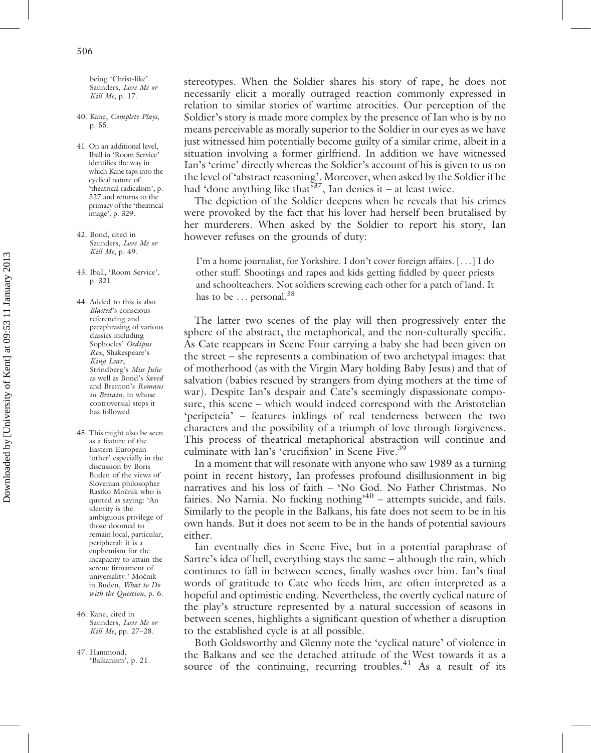stereotypes. When the Soldier shares his story of rape, he does not necessarily elicit a morally outraged reaction commonly expressed in relation to similar stories of wartime atrocities. Our perception of the Soldier's story is made more complex by the presence of Ian who is by no means perceivable as morally superior to the Soldier in our eyes as we have just witnessed him potentially become guilty of a similar crime, albeit in a situation involving a former girlfriend. In addition we have witnessed Ian's 'crime' directly whereas the Soldier's account of his is given to us on the level of 'abstract reasoning'. Moreover, when asked by the Soldier if he had 'done anything like that'[37], Ian denies it – at least twice.

The depiction of the Soldier deepens when he reveals that his crimes were provoked by the fact that his lover had herself been brutalised by her murderers. When asked by the Soldier to report his story, Ian however refuses on the grounds of duty:

> I'm a home journalist, for Yorkshire. I don't cover foreign affairs. [. . .] I do other stuff. Shootings and rapes and kids getting fiddled by queer priests and schoolteachers. Not soldiers screwing each other for a patch of land. It has to be . . . personal.[38]

The latter two scenes of the play will then progressively enter the sphere of the abstract, the metaphorical, and the non-culturally specific. As Cate reappears in Scene Four carrying a baby she had been given on the street – she represents a combination of two archetypal images: that of motherhood (as with the Virgin Mary holding Baby Jesus) and that of salvation (babies rescued by strangers from dying mothers at the time of war). Despite Ian's despair and Cate's seemingly dispassionate composure, this scene – which would indeed correspond with the Aristotelian 'peripeteia' – features inklings of real tenderness between the two characters and the possibility of a triumph of love through forgiveness. This process of theatrical metaphorical abstraction will continue and culminate with Ian's 'crucifixion' in Scene Five.[39]

In a moment that will resonate with anyone who saw 1989 as a turning point in recent history, Ian professes profound disillusionment in big narratives and his loss of faith – 'No God. No Father Christmas. No fairies. No Narnia. No fucking nothing'[40] – attempts suicide, and fails. Similarly to the people in the Balkans, his fate does not seem to be in his own hands. But it does not seem to be in the hands of potential saviours either.

Ian eventually dies in Scene Five, but in a potential paraphrase of Sartre's idea of hell, everything stays the same – although the rain, which continues to fall in between scenes, finally washes over him. Ian's final words of gratitude to Cate who feeds him, are often interpreted as a hopeful and optimistic ending. Nevertheless, the overtly cyclical nature of the play's structure represented by a natural succession of seasons in between scenes, highlights a significant question of whether a disruption to the established cycle is at all possible.

Both Goldsworthy and Glenny note the 'cyclical nature' of violence in the Balkans and see the detached attitude of the West towards it as a source of the continuing, recurring troubles.[41] As a result of its

being 'Christ-like'. Saunders, *Love Me or Kill Me*, p. 17.

40. Kane, *Complete Plays*, p. 55.

41. On an additional level, Iball in 'Room Service' identifies the way in which Kane taps into the cyclical nature of 'theatrical radicalism', p. 327 and returns to the primacy of the 'theatrical image', p. 329.

42. Bond, cited in Saunders, *Love Me or Kill Me*, p. 49.

43. Iball, 'Room Service', p. 321.

44. Added to this is also *Blasted*'s conscious referencing and paraphrasing of various classics including Sophocles' *Oedipus Rex*, Shakespeare's *King Lear*, Strindberg's *Miss Julie* as well as Bond's *Saved* and Brenton's *Romans in Britain*, in whose controversial steps it has followed.

45. This might also be seen as a feature of the Eastern European 'other' especially in the discussion by Boris Buden of the views of Slovenian philosopher Rastko Močnik who is quoted as saying: 'An identity is the ambiguous privilege of those doomed to remain local, particular, peripheral: it is a euphemism for the incapacity to attain the serene firmament of universality.' Močnik in Buden, *What to Do with the Question*, p. 6.

46. Kane, cited in Saunders, *Love Me or Kill Me*, pp. 27–28.

47. Hammond, 'Balkanism', p. 21.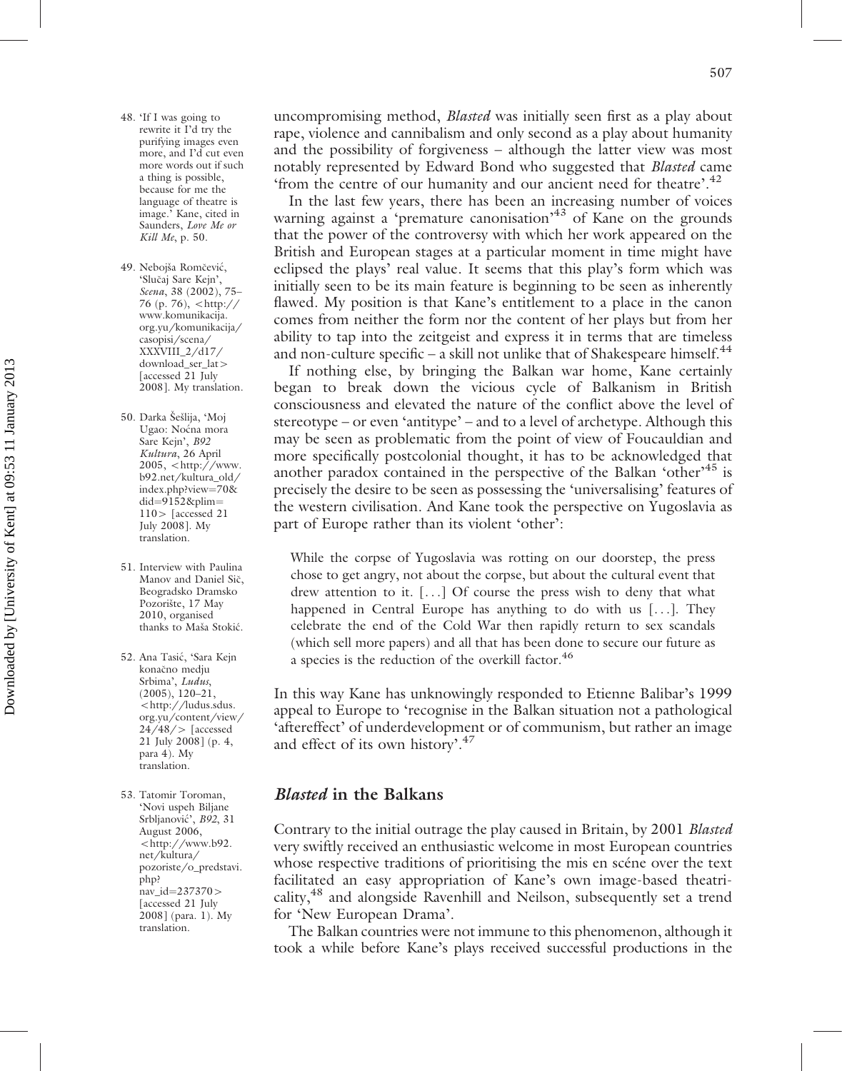uncompromising method, *Blasted* was initially seen first as a play about rape, violence and cannibalism and only second as a play about humanity and the possibility of forgiveness – although the latter view was most notably represented by Edward Bond who suggested that *Blasted* came 'from the centre of our humanity and our ancient need for theatre'.[42]

In the last few years, there has been an increasing number of voices warning against a 'premature canonisation'[43] of Kane on the grounds that the power of the controversy with which her work appeared on the British and European stages at a particular moment in time might have eclipsed the plays' real value. It seems that this play's form which was initially seen to be its main feature is beginning to be seen as inherently flawed. My position is that Kane's entitlement to a place in the canon comes from neither the form nor the content of her plays but from her ability to tap into the zeitgeist and express it in terms that are timeless and non-culture specific – a skill not unlike that of Shakespeare himself.[44]

If nothing else, by bringing the Balkan war home, Kane certainly began to break down the vicious cycle of Balkanism in British consciousness and elevated the nature of the conflict above the level of stereotype – or even 'antitype' – and to a level of archetype. Although this may be seen as problematic from the point of view of Foucauldian and more specifically postcolonial thought, it has to be acknowledged that another paradox contained in the perspective of the Balkan 'other'[45] is precisely the desire to be seen as possessing the 'universalising' features of the western civilisation. And Kane took the perspective on Yugoslavia as part of Europe rather than its violent 'other':

> While the corpse of Yugoslavia was rotting on our doorstep, the press chose to get angry, not about the corpse, but about the cultural event that drew attention to it. [...] Of course the press wish to deny that what happened in Central Europe has anything to do with us [...]. They celebrate the end of the Cold War then rapidly return to sex scandals (which sell more papers) and all that has been done to secure our future as a species is the reduction of the overkill factor.[46]

In this way Kane has unknowingly responded to Etienne Balibar's 1999 appeal to Europe to 'recognise in the Balkan situation not a pathological 'aftereffect' of underdevelopment or of communism, but rather an image and effect of its own history'.[47]

## *Blasted* in the Balkans

Contrary to the initial outrage the play caused in Britain, by 2001 *Blasted* very swiftly received an enthusiastic welcome in most European countries whose respective traditions of prioritising the mis en scéne over the text facilitated an easy appropriation of Kane's own image-based theatricality,[48] and alongside Ravenhill and Neilson, subsequently set a trend for 'New European Drama'.

The Balkan countries were not immune to this phenomenon, although it took a while before Kane's plays received successful productions in the

48. 'If I was going to rewrite it I'd try the purifying images even more, and I'd cut even more words out if such a thing is possible, because for me the language of theatre is image.' Kane, cited in Saunders, *Love Me or Kill Me*, p. 50.

49. Nebojša Romčević, 'Slučaj Sare Kejn', *Scena*, 38 (2002), 75–76 (p. 76), <http://www.komunikacija.org.yu/komunikacija/casopisi/scena/XXXVIII_2/d17/download_ser_lat> [accessed 21 July 2008]. My translation.

50. Darka Šešlija, 'Moj Ugao: Noćna mora Sare Kejn', *B92 Kultura*, 26 April 2005, <http://www.b92.net/kultura_old/index.php?view=70&did=9152&plim=110> [accessed 21 July 2008]. My translation.

51. Interview with Paulina Manov and Daniel Sič, Beogradsko Dramsko Pozorište, 17 May 2010, organised thanks to Maša Stokić.

52. Ana Tasić, 'Sara Kejn konačno medju Srbima', *Ludus*, (2005), 120–21, <http://ludus.sdus.org.yu/content/view/24/48/> [accessed 21 July 2008] (p. 4, para 4). My translation.

53. Tatomir Toroman, 'Novi uspeh Biljane Srbljanović', *B92*, 31 August 2006, <http://www.b92.net/kultura/pozoriste/o_predstavi.php?nav_id=237370> [accessed 21 July 2008] (para. 1). My translation.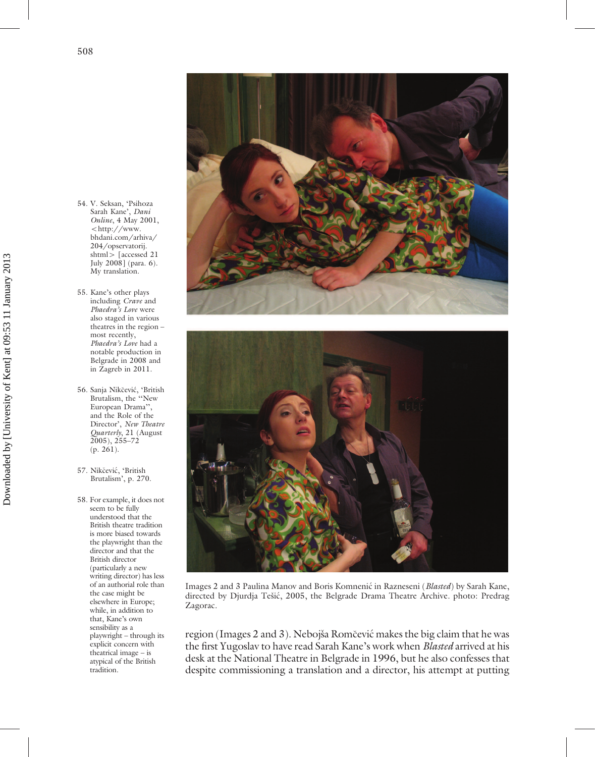Images 2 and 3 Paulina Manov and Boris Komnenić in Razneseni (*Blasted*) by Sarah Kane, directed by Djurdja Tešić, 2005, the Belgrade Drama Theatre Archive. photo: Predrag Zagorac.

region (Images 2 and 3). Nebojša Romčević makes the big claim that he was the first Yugoslav to have read Sarah Kane's work when *Blasted* arrived at his desk at the National Theatre in Belgrade in 1996, but he also confesses that despite commissioning a translation and a director, his attempt at putting

54. V. Seksan, 'Psihoza Sarah Kane', *Dani Online*, 4 May 2001, <http://www.bhdani.com/arhiva/204/opservatorij.shtml> [accessed 21 July 2008] (para. 6). My translation.

55. Kane's other plays including *Crave* and *Phaedra's Love* were also staged in various theatres in the region – most recently, *Phaedra's Love* had a notable production in Belgrade in 2008 and in Zagreb in 2011.

56. Sanja Nikčević, 'British Brutalism, the "New European Drama", and the Role of the Director', *New Theatre Quarterly*, 21 (August 2005), 255–72 (p. 261).

57. Nikčević, 'British Brutalism', p. 270.

58. For example, it does not seem to be fully understood that the British theatre tradition is more biased towards the playwright than the director and that the British director (particularly a new writing director) has less of an authorial role than the case might be elsewhere in Europe; while, in addition to that, Kane's own sensibility as a playwright – through its explicit concern with theatrical image – is atypical of the British tradition.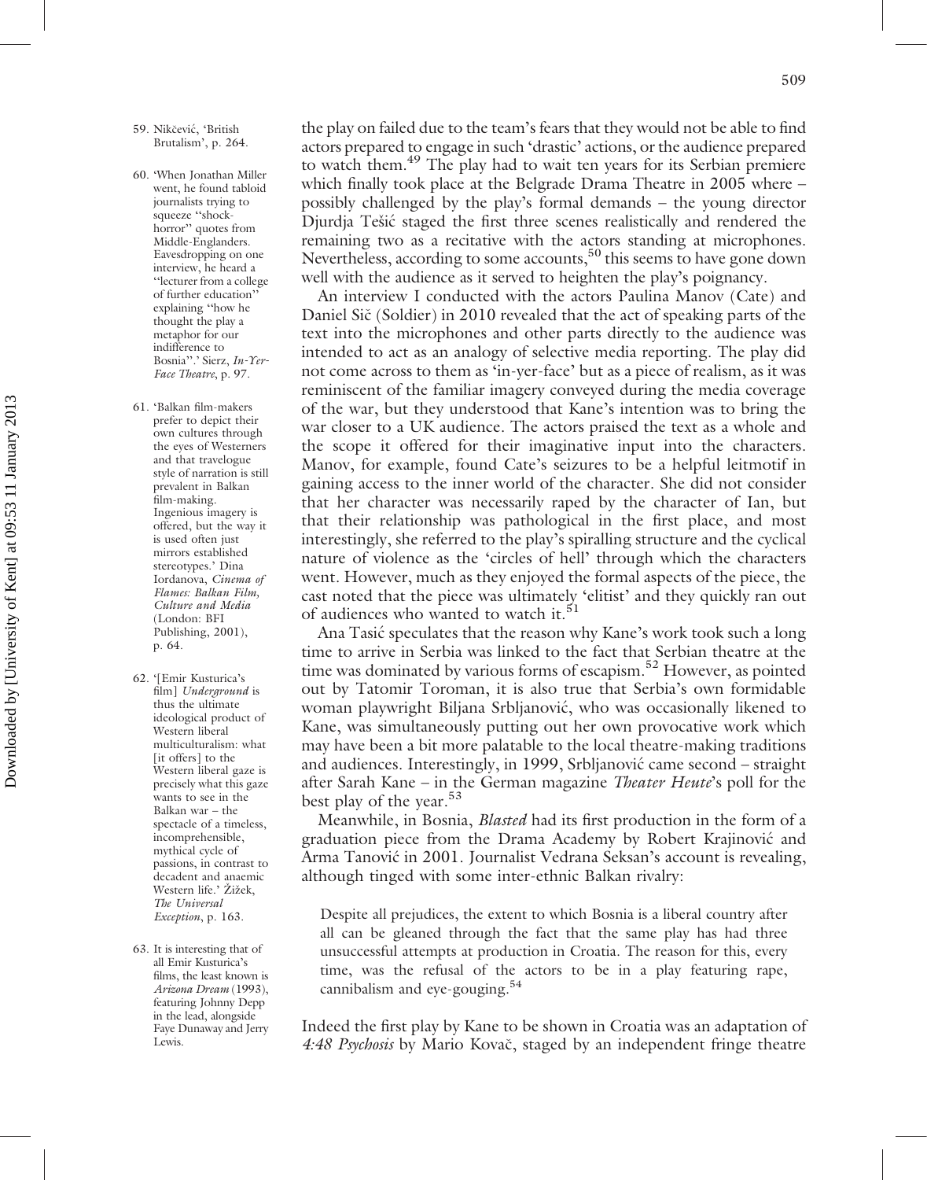the play on failed due to the team's fears that they would not be able to find actors prepared to engage in such 'drastic' actions, or the audience prepared to watch them.[49] The play had to wait ten years for its Serbian premiere which finally took place at the Belgrade Drama Theatre in 2005 where – possibly challenged by the play's formal demands – the young director Djurdja Tešić staged the first three scenes realistically and rendered the remaining two as a recitative with the actors standing at microphones. Nevertheless, according to some accounts,[50] this seems to have gone down well with the audience as it served to heighten the play's poignancy.

An interview I conducted with the actors Paulina Manov (Cate) and Daniel Sič (Soldier) in 2010 revealed that the act of speaking parts of the text into the microphones and other parts directly to the audience was intended to act as an analogy of selective media reporting. The play did not come across to them as 'in-yer-face' but as a piece of realism, as it was reminiscent of the familiar imagery conveyed during the media coverage of the war, but they understood that Kane's intention was to bring the war closer to a UK audience. The actors praised the text as a whole and the scope it offered for their imaginative input into the characters. Manov, for example, found Cate's seizures to be a helpful leitmotif in gaining access to the inner world of the character. She did not consider that her character was necessarily raped by the character of Ian, but that their relationship was pathological in the first place, and most interestingly, she referred to the play's spiralling structure and the cyclical nature of violence as the 'circles of hell' through which the characters went. However, much as they enjoyed the formal aspects of the piece, the cast noted that the piece was ultimately 'elitist' and they quickly ran out of audiences who wanted to watch it.[51]

Ana Tasić speculates that the reason why Kane's work took such a long time to arrive in Serbia was linked to the fact that Serbian theatre at the time was dominated by various forms of escapism.[52] However, as pointed out by Tatomir Toroman, it is also true that Serbia's own formidable woman playwright Biljana Srbljanović, who was occasionally likened to Kane, was simultaneously putting out her own provocative work which may have been a bit more palatable to the local theatre-making traditions and audiences. Interestingly, in 1999, Srbljanović came second – straight after Sarah Kane – in the German magazine *Theater Heute*'s poll for the best play of the year.[53]

Meanwhile, in Bosnia, *Blasted* had its first production in the form of a graduation piece from the Drama Academy by Robert Krajinović and Arma Tanović in 2001. Journalist Vedrana Seksan's account is revealing, although tinged with some inter-ethnic Balkan rivalry:

> Despite all prejudices, the extent to which Bosnia is a liberal country after all can be gleaned through the fact that the same play has had three unsuccessful attempts at production in Croatia. The reason for this, every time, was the refusal of the actors to be in a play featuring rape, cannibalism and eye-gouging.[54]

Indeed the first play by Kane to be shown in Croatia was an adaptation of *4:48 Psychosis* by Mario Kovač, staged by an independent fringe theatre

59. Nikčević, 'British Brutalism', p. 264.

60. 'When Jonathan Miller went, he found tabloid journalists trying to squeeze "shock-horror" quotes from Middle-Englanders. Eavesdropping on one interview, he heard a "lecturer from a college of further education" explaining "how he thought the play a metaphor for our indifference to Bosnia".' Sierz, *In-Yer-Face Theatre*, p. 97.

61. 'Balkan film-makers prefer to depict their own cultures through the eyes of Westerners and that travelogue style of narration is still prevalent in Balkan film-making. Ingenious imagery is offered, but the way it is used often just mirrors established stereotypes.' Dina Iordanova, *Cinema of Flames: Balkan Film, Culture and Media* (London: BFI Publishing, 2001), p. 64.

62. '[Emir Kusturica's film] *Underground* is thus the ultimate ideological product of Western liberal multiculturalism: what [it offers] to the Western liberal gaze is precisely what this gaze wants to see in the Balkan war – the spectacle of a timeless, incomprehensible, mythical cycle of passions, in contrast to decadent and anaemic Western life.' Žižek, *The Universal Exception*, p. 163.

63. It is interesting that of all Emir Kusturica's films, the least known is *Arizona Dream* (1993), featuring Johnny Depp in the lead, alongside Faye Dunaway and Jerry Lewis.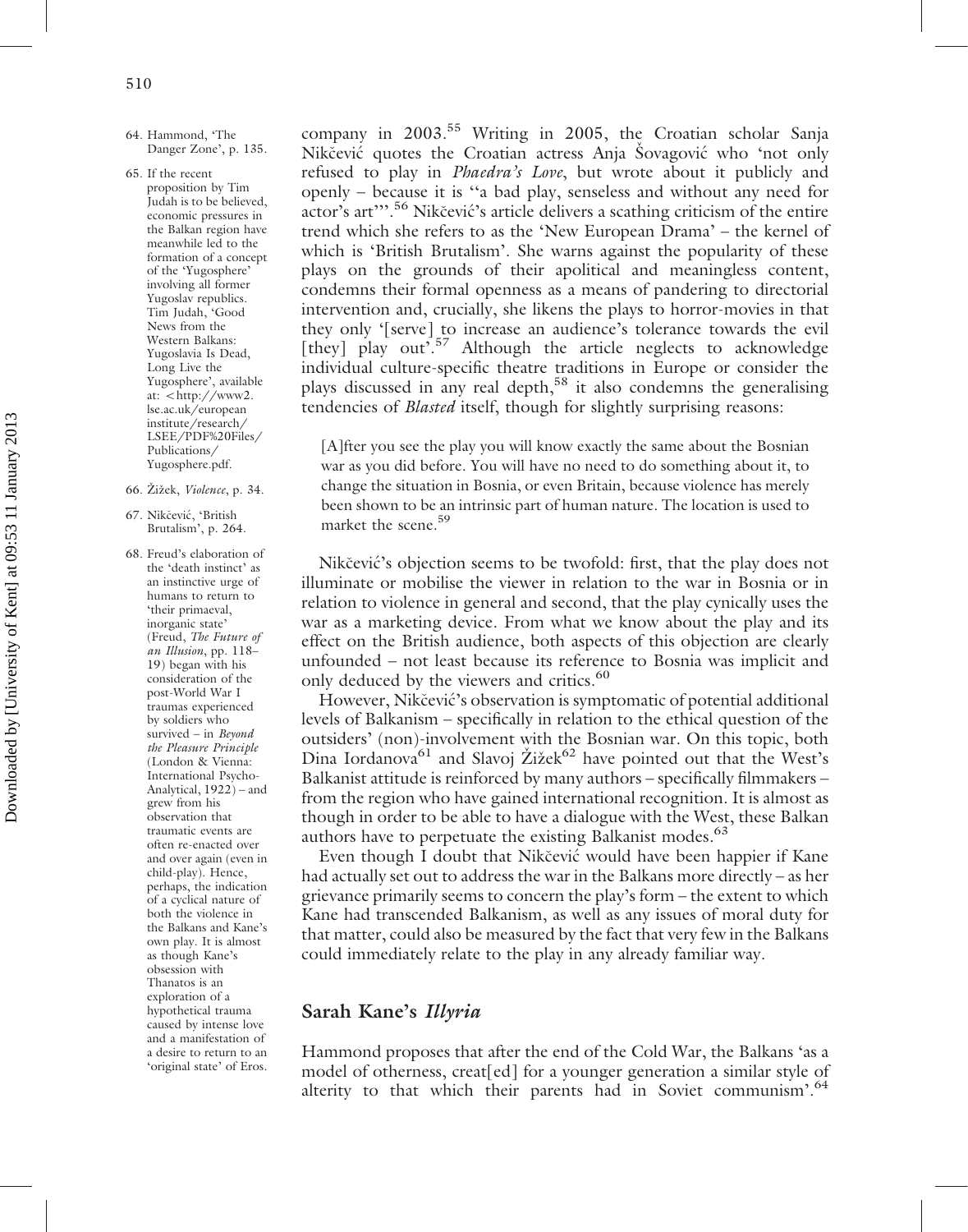company in 2003.[55] Writing in 2005, the Croatian scholar Sanja Nikčević quotes the Croatian actress Anja Šovagović who 'not only refused to play in *Phaedra's Love*, but wrote about it publicly and openly – because it is ''a bad play, senseless and without any need for actor's art'''.[56] Nikčević's article delivers a scathing criticism of the entire trend which she refers to as the 'New European Drama' – the kernel of which is 'British Brutalism'. She warns against the popularity of these plays on the grounds of their apolitical and meaningless content, condemns their formal openness as a means of pandering to directorial intervention and, crucially, she likens the plays to horror-movies in that they only '[serve] to increase an audience's tolerance towards the evil [they] play out'.[57] Although the article neglects to acknowledge individual culture-specific theatre traditions in Europe or consider the plays discussed in any real depth,[58] it also condemns the generalising tendencies of *Blasted* itself, though for slightly surprising reasons:

> [A]fter you see the play you will know exactly the same about the Bosnian war as you did before. You will have no need to do something about it, to change the situation in Bosnia, or even Britain, because violence has merely been shown to be an intrinsic part of human nature. The location is used to market the scene.[59]

Nikčević's objection seems to be twofold: first, that the play does not illuminate or mobilise the viewer in relation to the war in Bosnia or in relation to violence in general and second, that the play cynically uses the war as a marketing device. From what we know about the play and its effect on the British audience, both aspects of this objection are clearly unfounded – not least because its reference to Bosnia was implicit and only deduced by the viewers and critics.[60]

However, Nikčević's observation is symptomatic of potential additional levels of Balkanism – specifically in relation to the ethical question of the outsiders' (non)-involvement with the Bosnian war. On this topic, both Dina Iordanova[61] and Slavoj Žižek[62] have pointed out that the West's Balkanist attitude is reinforced by many authors – specifically filmmakers – from the region who have gained international recognition. It is almost as though in order to be able to have a dialogue with the West, these Balkan authors have to perpetuate the existing Balkanist modes.[63]

Even though I doubt that Nikčević would have been happier if Kane had actually set out to address the war in the Balkans more directly – as her grievance primarily seems to concern the play's form – the extent to which Kane had transcended Balkanism, as well as any issues of moral duty for that matter, could also be measured by the fact that very few in the Balkans could immediately relate to the play in any already familiar way.

## Sarah Kane's *Illyria*

Hammond proposes that after the end of the Cold War, the Balkans 'as a model of otherness, creat[ed] for a younger generation a similar style of alterity to that which their parents had in Soviet communism'.[64]

64. Hammond, 'The Danger Zone', p. 135.

65. If the recent proposition by Tim Judah is to be believed, economic pressures in the Balkan region have meanwhile led to the formation of a concept of the 'Yugosphere' involving all former Yugoslav republics. Tim Judah, 'Good News from the Western Balkans: Yugoslavia Is Dead, Long Live the Yugosphere', available at: <http://www2.lse.ac.uk/europeaninstitute/research/LSEE/PDF%20Files/Publications/Yugosphere.pdf.

66. Žižek, *Violence*, p. 34.

67. Nikčević, 'British Brutalism', p. 264.

68. Freud's elaboration of the 'death instinct' as an instinctive urge of humans to return to 'their primaeval, inorganic state' (Freud, *The Future of an Illusion*, pp. 118–19) began with his consideration of the post-World War I traumas experienced by soldiers who survived – in *Beyond the Pleasure Principle* (London & Vienna: International Psycho-Analytical, 1922) – and grew from his observation that traumatic events are often re-enacted over and over again (even in child-play). Hence, perhaps, the indication of a cyclical nature of both the violence in the Balkans and Kane's own play. It is almost as though Kane's obsession with Thanatos is an exploration of a hypothetical trauma caused by intense love and a manifestation of a desire to return to an 'original state' of Eros.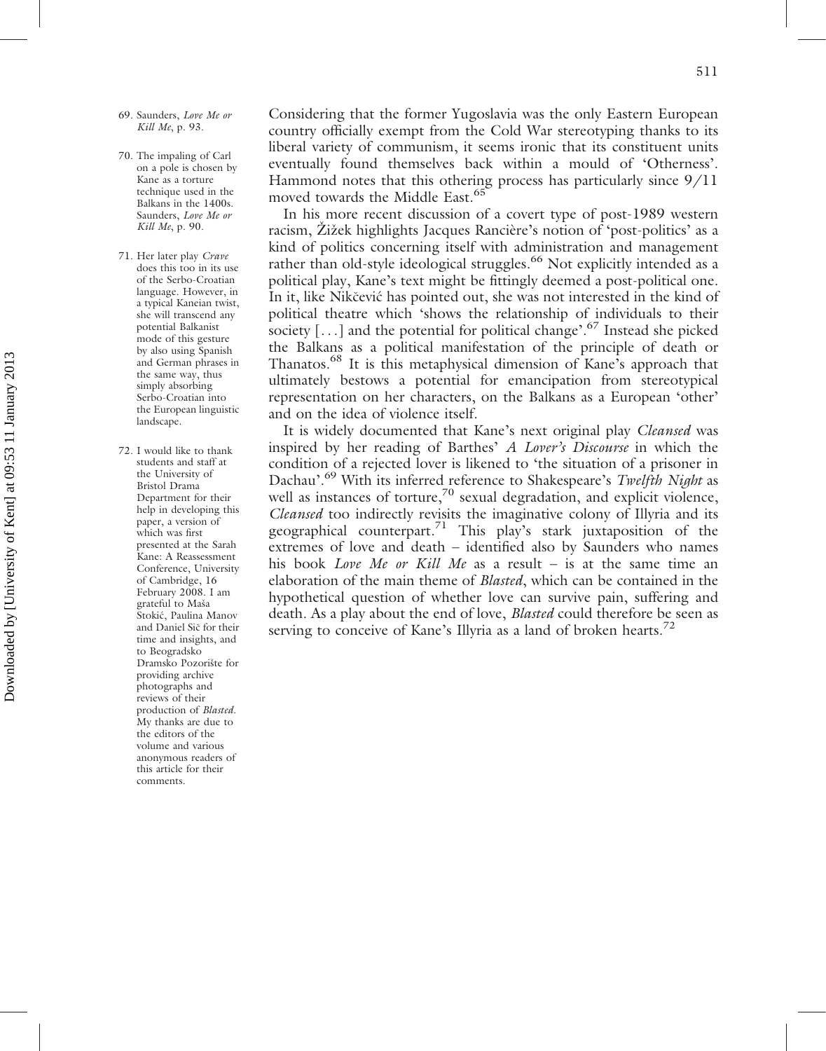Considering that the former Yugoslavia was the only Eastern European country officially exempt from the Cold War stereotyping thanks to its liberal variety of communism, it seems ironic that its constituent units eventually found themselves back within a mould of 'Otherness'. Hammond notes that this othering process has particularly since 9/11 moved towards the Middle East.[65]

In his more recent discussion of a covert type of post-1989 western racism, Žižek highlights Jacques Rancière's notion of 'post-politics' as a kind of politics concerning itself with administration and management rather than old-style ideological struggles.[66] Not explicitly intended as a political play, Kane's text might be fittingly deemed a post-political one. In it, like Nikčević has pointed out, she was not interested in the kind of political theatre which 'shows the relationship of individuals to their society [. . .] and the potential for political change'.[67] Instead she picked the Balkans as a political manifestation of the principle of death or Thanatos.[68] It is this metaphysical dimension of Kane's approach that ultimately bestows a potential for emancipation from stereotypical representation on her characters, on the Balkans as a European 'other' and on the idea of violence itself.

It is widely documented that Kane's next original play *Cleansed* was inspired by her reading of Barthes' *A Lover's Discourse* in which the condition of a rejected lover is likened to 'the situation of a prisoner in Dachau'.[69] With its inferred reference to Shakespeare's *Twelfth Night* as well as instances of torture,[70] sexual degradation, and explicit violence, *Cleansed* too indirectly revisits the imaginative colony of Illyria and its geographical counterpart.[71] This play's stark juxtaposition of the extremes of love and death – identified also by Saunders who names his book *Love Me or Kill Me* as a result – is at the same time an elaboration of the main theme of *Blasted*, which can be contained in the hypothetical question of whether love can survive pain, suffering and death. As a play about the end of love, *Blasted* could therefore be seen as serving to conceive of Kane's Illyria as a land of broken hearts.[72]

69. Saunders, *Love Me or Kill Me*, p. 93.

70. The impaling of Carl on a pole is chosen by Kane as a torture technique used in the Balkans in the 1400s. Saunders, *Love Me or Kill Me*, p. 90.

71. Her later play *Crave* does this too in its use of the Serbo-Croatian language. However, in a typical Kaneian twist, she will transcend any potential Balkanist mode of this gesture by also using Spanish and German phrases in the same way, thus simply absorbing Serbo-Croatian into the European linguistic landscape.

72. I would like to thank students and staff at the University of Bristol Drama Department for their help in developing this paper, a version of which was first presented at the Sarah Kane: A Reassessment Conference, University of Cambridge, 16 February 2008. I am grateful to Maša Stokić, Paulina Manov and Daniel Sič for their time and insights, and to Beogradsko Dramsko Pozorište for providing archive photographs and reviews of their production of *Blasted*. My thanks are due to the editors of the volume and various anonymous readers of this article for their comments.